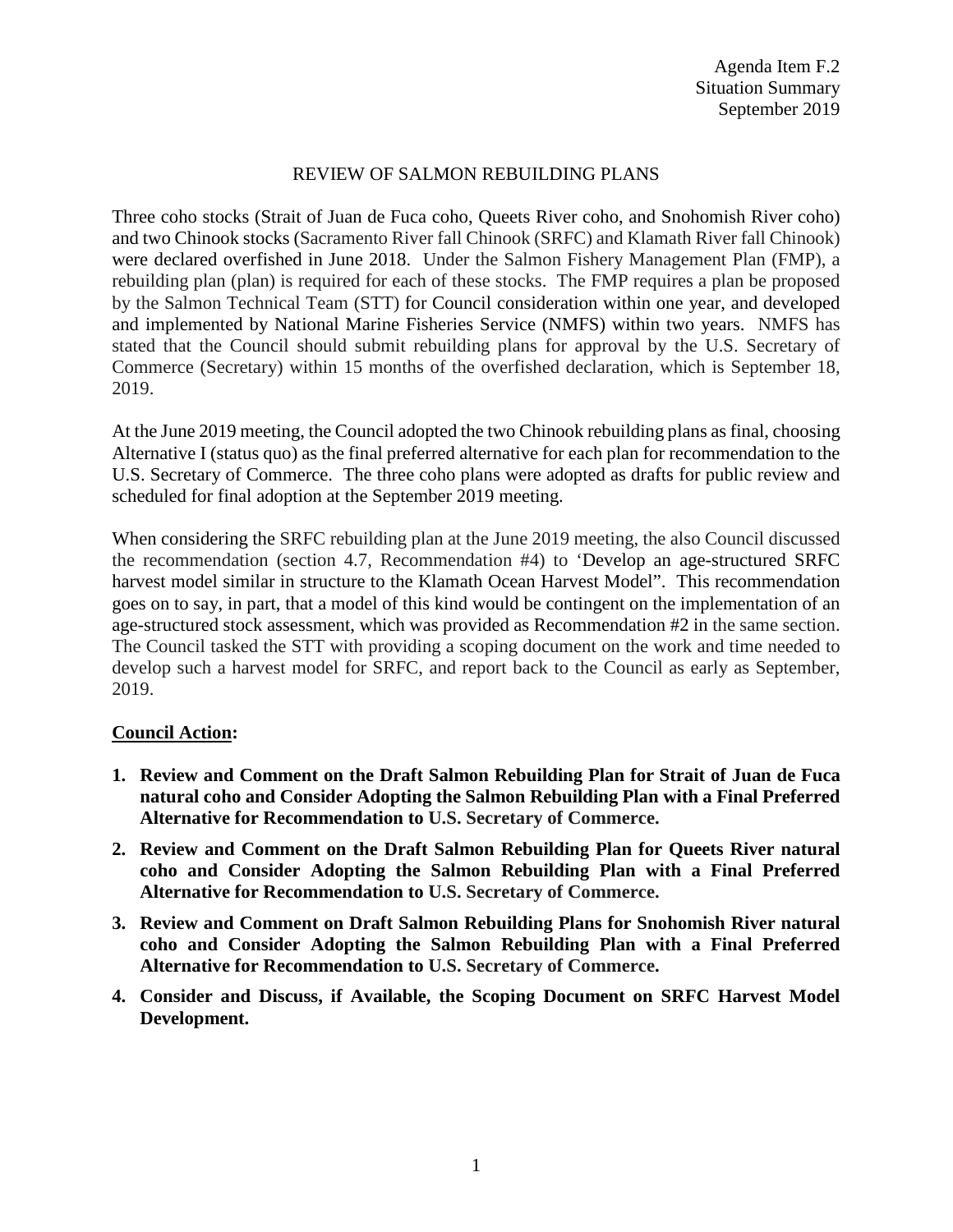Agenda Item F.2
Situation Summary
September 2019

# REVIEW OF SALMON REBUILDING PLANS

Three coho stocks (Strait of Juan de Fuca coho, Queets River coho, and Snohomish River coho) and two Chinook stocks (Sacramento River fall Chinook (SRFC) and Klamath River fall Chinook) were declared overfished in June 2018. Under the Salmon Fishery Management Plan (FMP), a rebuilding plan (plan) is required for each of these stocks. The FMP requires a plan be proposed by the Salmon Technical Team (STT) for Council consideration within one year, and developed and implemented by National Marine Fisheries Service (NMFS) within two years. NMFS has stated that the Council should submit rebuilding plans for approval by the U.S. Secretary of Commerce (Secretary) within 15 months of the overfished declaration, which is September 18, 2019.

At the June 2019 meeting, the Council adopted the two Chinook rebuilding plans as final, choosing Alternative I (status quo) as the final preferred alternative for each plan for recommendation to the U.S. Secretary of Commerce. The three coho plans were adopted as drafts for public review and scheduled for final adoption at the September 2019 meeting.

When considering the SRFC rebuilding plan at the June 2019 meeting, the also Council discussed the recommendation (section 4.7, Recommendation #4) to 'Develop an age-structured SRFC harvest model similar in structure to the Klamath Ocean Harvest Model". This recommendation goes on to say, in part, that a model of this kind would be contingent on the implementation of an age-structured stock assessment, which was provided as Recommendation #2 in the same section. The Council tasked the STT with providing a scoping document on the work and time needed to develop such a harvest model for SRFC, and report back to the Council as early as September, 2019.

## Council Action:

1. **Review and Comment on the Draft Salmon Rebuilding Plan for Strait of Juan de Fuca natural coho and Consider Adopting the Salmon Rebuilding Plan with a Final Preferred Alternative for Recommendation to U.S. Secretary of Commerce.**
2. **Review and Comment on the Draft Salmon Rebuilding Plan for Queets River natural coho and Consider Adopting the Salmon Rebuilding Plan with a Final Preferred Alternative for Recommendation to U.S. Secretary of Commerce.**
3. **Review and Comment on Draft Salmon Rebuilding Plans for Snohomish River natural coho and Consider Adopting the Salmon Rebuilding Plan with a Final Preferred Alternative for Recommendation to U.S. Secretary of Commerce.**
4. **Consider and Discuss, if Available, the Scoping Document on SRFC Harvest Model Development.**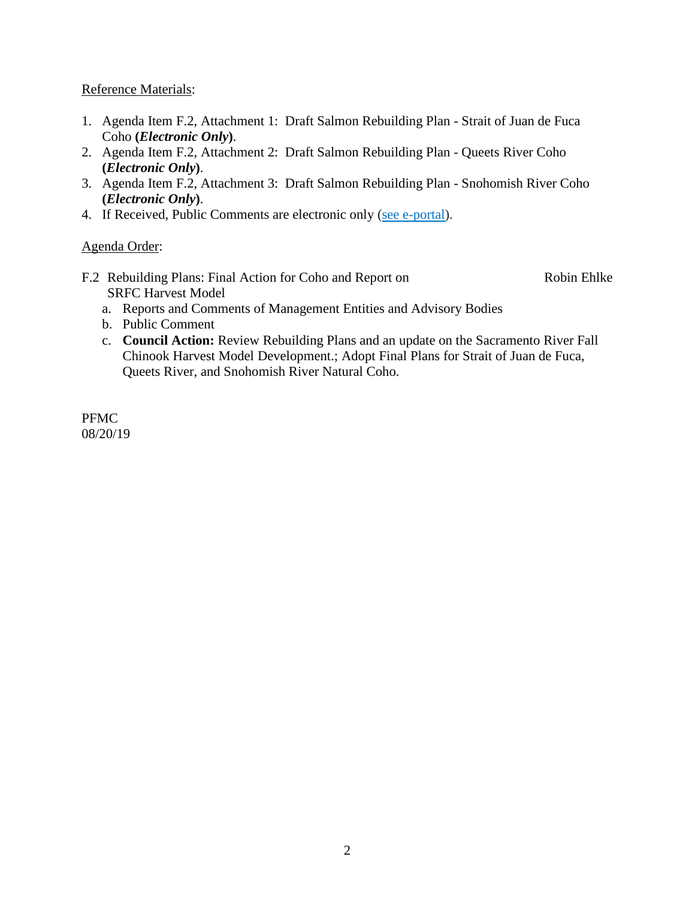<u>Reference Materials</u>:

1. Agenda Item F.2, Attachment 1: Draft Salmon Rebuilding Plan - Strait of Juan de Fuca Coho **(*Electronic Only*)**.
2. Agenda Item F.2, Attachment 2: Draft Salmon Rebuilding Plan - Queets River Coho **(*Electronic Only*)**.
3. Agenda Item F.2, Attachment 3: Draft Salmon Rebuilding Plan - Snohomish River Coho **(*Electronic Only*)**.
4. If Received, Public Comments are electronic only (see e-portal).

<u>Agenda Order</u>:

F.2 Rebuilding Plans: Final Action for Coho and Report on SRFC Harvest Model — Robin Ehlke

   a. Reports and Comments of Management Entities and Advisory Bodies
   b. Public Comment
   c. **Council Action:** Review Rebuilding Plans and an update on the Sacramento River Fall Chinook Harvest Model Development.; Adopt Final Plans for Strait of Juan de Fuca, Queets River, and Snohomish River Natural Coho.

PFMC
08/20/19